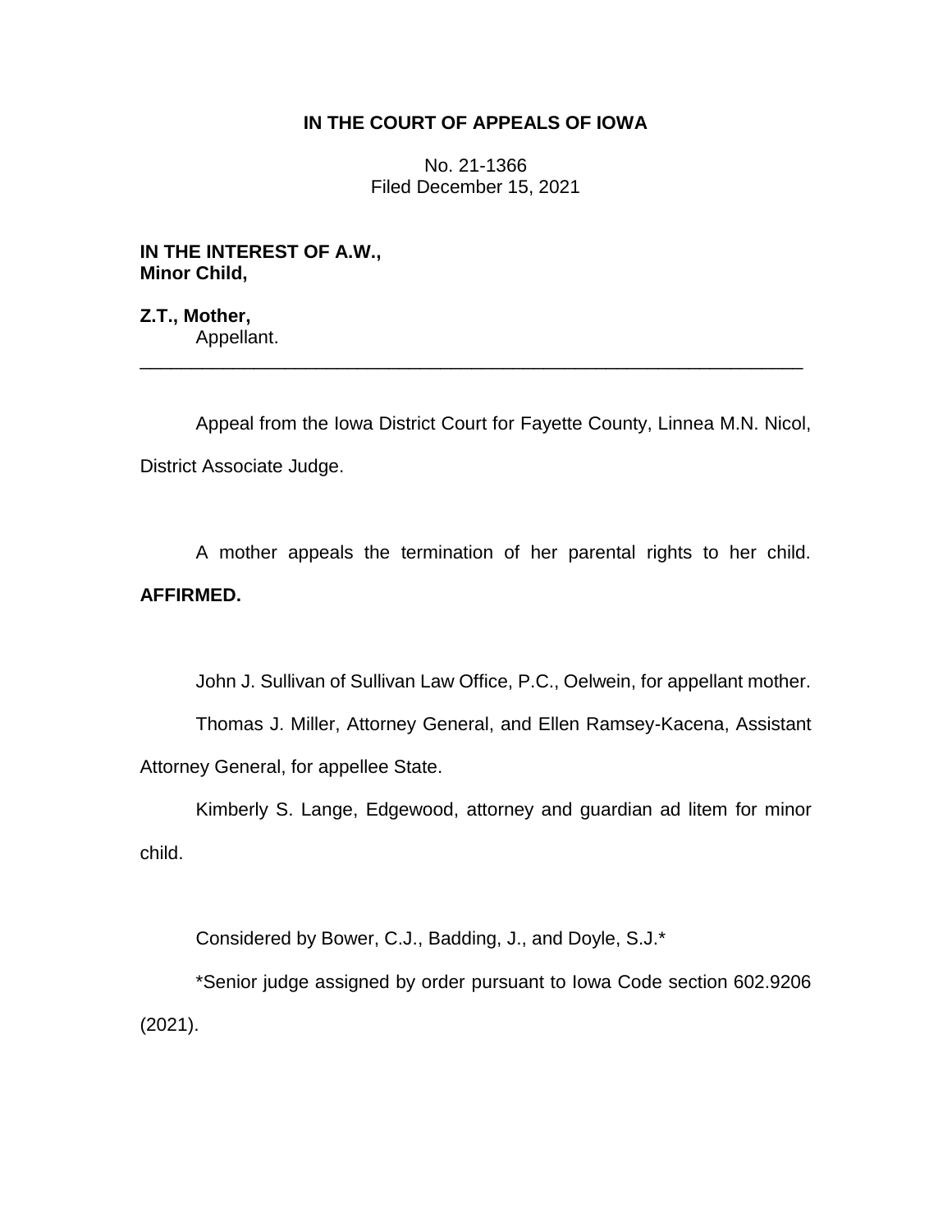**IN THE COURT OF APPEALS OF IOWA**

No. 21-1366
Filed December 15, 2021

**IN THE INTEREST OF A.W.,**
**Minor Child,**

**Z.T., Mother,**
Appellant.

---

Appeal from the Iowa District Court for Fayette County, Linnea M.N. Nicol, District Associate Judge.

A mother appeals the termination of her parental rights to her child. **AFFIRMED.**

John J. Sullivan of Sullivan Law Office, P.C., Oelwein, for appellant mother.

Thomas J. Miller, Attorney General, and Ellen Ramsey-Kacena, Assistant Attorney General, for appellee State.

Kimberly S. Lange, Edgewood, attorney and guardian ad litem for minor child.

Considered by Bower, C.J., Badding, J., and Doyle, S.J.*

*Senior judge assigned by order pursuant to Iowa Code section 602.9206 (2021).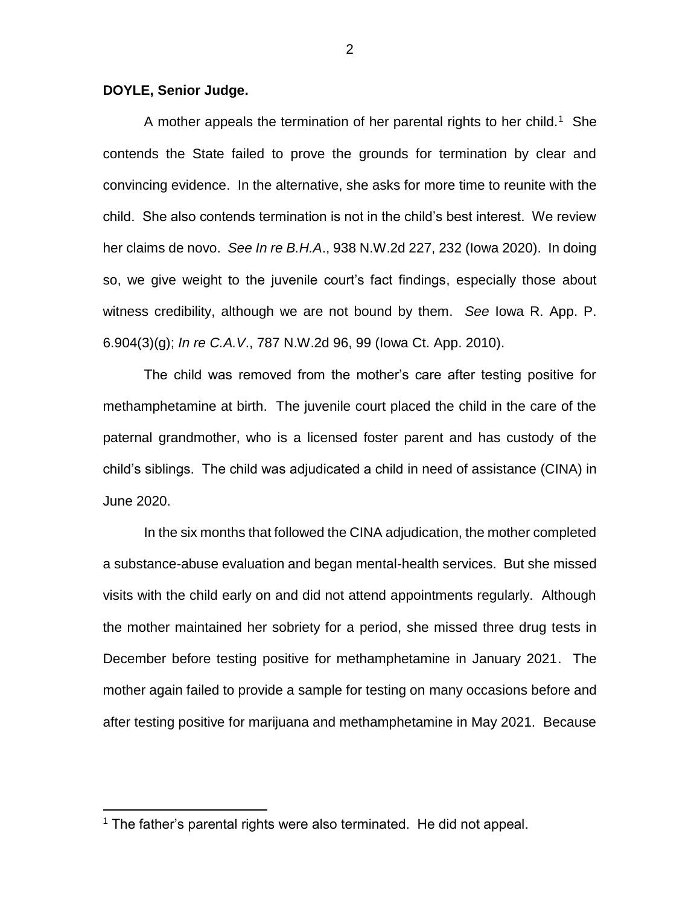**DOYLE, Senior Judge.**

A mother appeals the termination of her parental rights to her child.[1] She contends the State failed to prove the grounds for termination by clear and convincing evidence. In the alternative, she asks for more time to reunite with the child. She also contends termination is not in the child's best interest. We review her claims de novo. *See In re B.H.A*., 938 N.W.2d 227, 232 (Iowa 2020). In doing so, we give weight to the juvenile court's fact findings, especially those about witness credibility, although we are not bound by them. *See* Iowa R. App. P. 6.904(3)(g); *In re C.A.V*., 787 N.W.2d 96, 99 (Iowa Ct. App. 2010).

The child was removed from the mother's care after testing positive for methamphetamine at birth. The juvenile court placed the child in the care of the paternal grandmother, who is a licensed foster parent and has custody of the child's siblings. The child was adjudicated a child in need of assistance (CINA) in June 2020.

In the six months that followed the CINA adjudication, the mother completed a substance-abuse evaluation and began mental-health services. But she missed visits with the child early on and did not attend appointments regularly. Although the mother maintained her sobriety for a period, she missed three drug tests in December before testing positive for methamphetamine in January 2021. The mother again failed to provide a sample for testing on many occasions before and after testing positive for marijuana and methamphetamine in May 2021. Because

[1] The father's parental rights were also terminated. He did not appeal.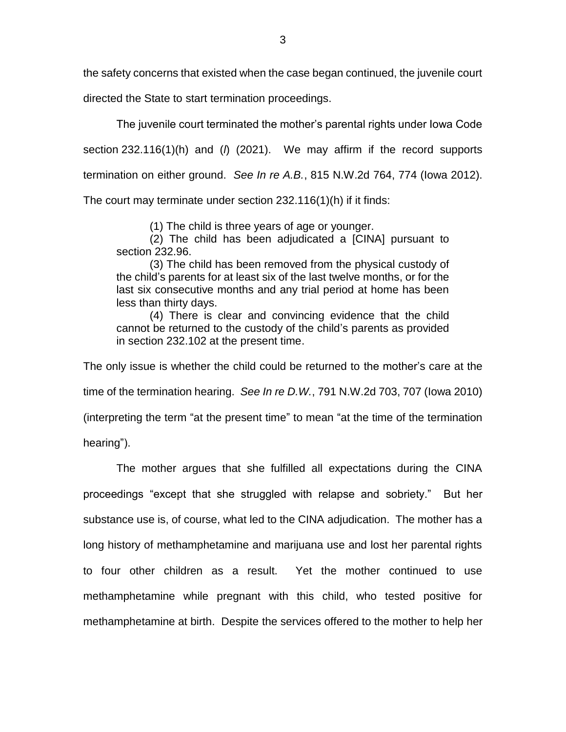the safety concerns that existed when the case began continued, the juvenile court directed the State to start termination proceedings.

The juvenile court terminated the mother's parental rights under Iowa Code section 232.116(1)(h) and (*l*) (2021). We may affirm if the record supports termination on either ground. *See In re A.B.*, 815 N.W.2d 764, 774 (Iowa 2012). The court may terminate under section 232.116(1)(h) if it finds:

> (1) The child is three years of age or younger.
>
> (2) The child has been adjudicated a [CINA] pursuant to section 232.96.
>
> (3) The child has been removed from the physical custody of the child's parents for at least six of the last twelve months, or for the last six consecutive months and any trial period at home has been less than thirty days.
>
> (4) There is clear and convincing evidence that the child cannot be returned to the custody of the child's parents as provided in section 232.102 at the present time.

The only issue is whether the child could be returned to the mother's care at the time of the termination hearing. *See In re D.W.*, 791 N.W.2d 703, 707 (Iowa 2010) (interpreting the term "at the present time" to mean "at the time of the termination hearing").

The mother argues that she fulfilled all expectations during the CINA proceedings "except that she struggled with relapse and sobriety." But her substance use is, of course, what led to the CINA adjudication. The mother has a long history of methamphetamine and marijuana use and lost her parental rights to four other children as a result. Yet the mother continued to use methamphetamine while pregnant with this child, who tested positive for methamphetamine at birth. Despite the services offered to the mother to help her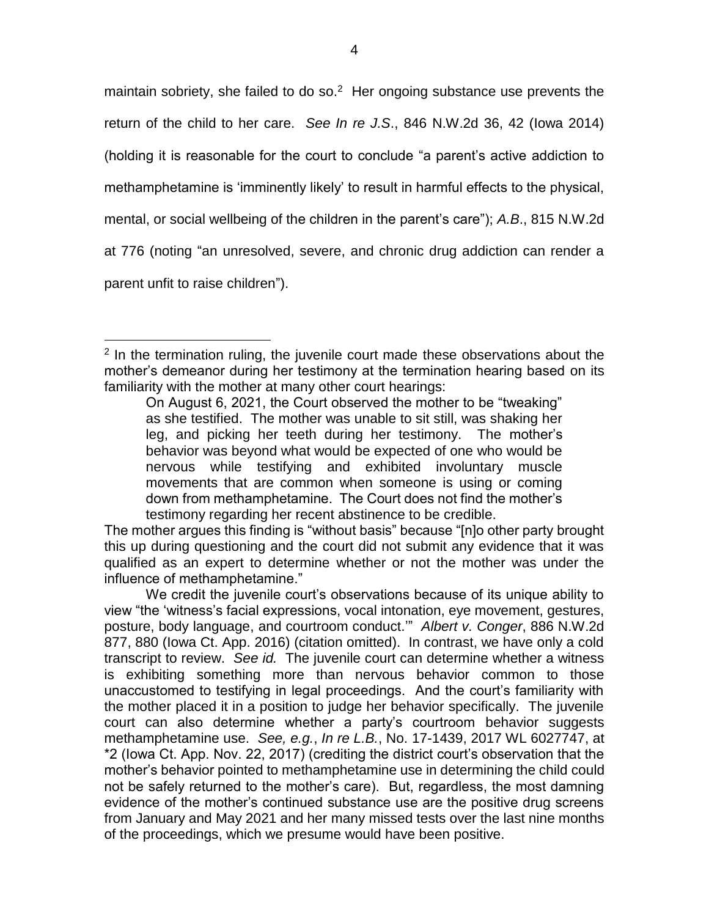maintain sobriety, she failed to do so.[2] Her ongoing substance use prevents the return of the child to her care. *See In re J.S*., 846 N.W.2d 36, 42 (Iowa 2014) (holding it is reasonable for the court to conclude "a parent's active addiction to methamphetamine is 'imminently likely' to result in harmful effects to the physical, mental, or social wellbeing of the children in the parent's care"); *A.B*., 815 N.W.2d at 776 (noting "an unresolved, severe, and chronic drug addiction can render a parent unfit to raise children").

---

[2] In the termination ruling, the juvenile court made these observations about the mother's demeanor during her testimony at the termination hearing based on its familiarity with the mother at many other court hearings:

> On August 6, 2021, the Court observed the mother to be "tweaking" as she testified. The mother was unable to sit still, was shaking her leg, and picking her teeth during her testimony. The mother's behavior was beyond what would be expected of one who would be nervous while testifying and exhibited involuntary muscle movements that are common when someone is using or coming down from methamphetamine. The Court does not find the mother's testimony regarding her recent abstinence to be credible.

The mother argues this finding is "without basis" because "[n]o other party brought this up during questioning and the court did not submit any evidence that it was qualified as an expert to determine whether or not the mother was under the influence of methamphetamine."

We credit the juvenile court's observations because of its unique ability to view "the 'witness's facial expressions, vocal intonation, eye movement, gestures, posture, body language, and courtroom conduct.'" *Albert v. Conger*, 886 N.W.2d 877, 880 (Iowa Ct. App. 2016) (citation omitted). In contrast, we have only a cold transcript to review. *See id.* The juvenile court can determine whether a witness is exhibiting something more than nervous behavior common to those unaccustomed to testifying in legal proceedings. And the court's familiarity with the mother placed it in a position to judge her behavior specifically. The juvenile court can also determine whether a party's courtroom behavior suggests methamphetamine use. *See, e.g.*, *In re L.B.*, No. 17-1439, 2017 WL 6027747, at \*2 (Iowa Ct. App. Nov. 22, 2017) (crediting the district court's observation that the mother's behavior pointed to methamphetamine use in determining the child could not be safely returned to the mother's care). But, regardless, the most damning evidence of the mother's continued substance use are the positive drug screens from January and May 2021 and her many missed tests over the last nine months of the proceedings, which we presume would have been positive.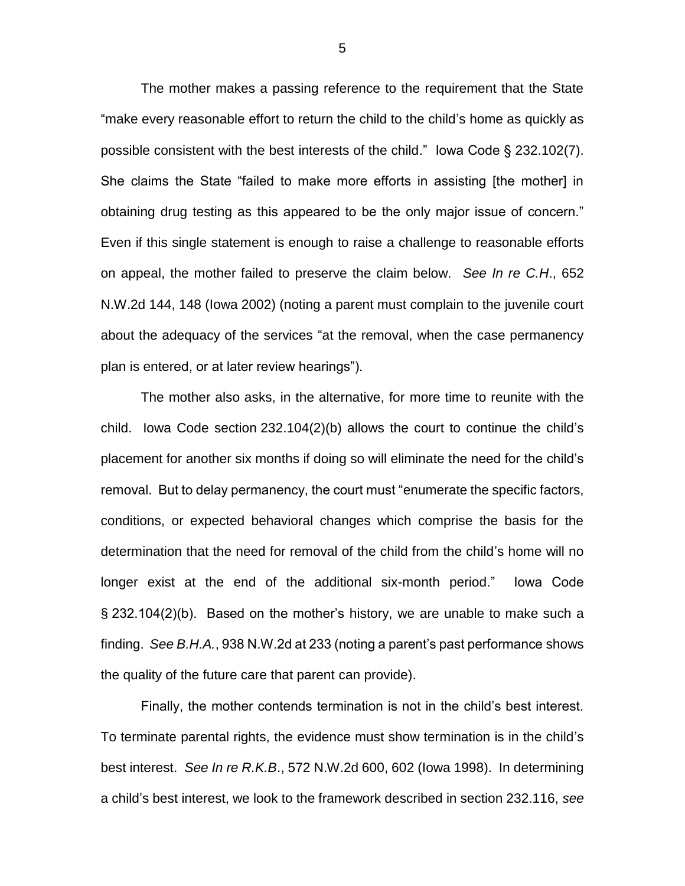The mother makes a passing reference to the requirement that the State "make every reasonable effort to return the child to the child's home as quickly as possible consistent with the best interests of the child." Iowa Code § 232.102(7). She claims the State "failed to make more efforts in assisting [the mother] in obtaining drug testing as this appeared to be the only major issue of concern." Even if this single statement is enough to raise a challenge to reasonable efforts on appeal, the mother failed to preserve the claim below. *See In re C.H.*, 652 N.W.2d 144, 148 (Iowa 2002) (noting a parent must complain to the juvenile court about the adequacy of the services "at the removal, when the case permanency plan is entered, or at later review hearings").

The mother also asks, in the alternative, for more time to reunite with the child. Iowa Code section 232.104(2)(b) allows the court to continue the child's placement for another six months if doing so will eliminate the need for the child's removal. But to delay permanency, the court must "enumerate the specific factors, conditions, or expected behavioral changes which comprise the basis for the determination that the need for removal of the child from the child's home will no longer exist at the end of the additional six-month period." Iowa Code § 232.104(2)(b). Based on the mother's history, we are unable to make such a finding. *See B.H.A.*, 938 N.W.2d at 233 (noting a parent's past performance shows the quality of the future care that parent can provide).

Finally, the mother contends termination is not in the child's best interest. To terminate parental rights, the evidence must show termination is in the child's best interest. *See In re R.K.B*., 572 N.W.2d 600, 602 (Iowa 1998). In determining a child's best interest, we look to the framework described in section 232.116, *see*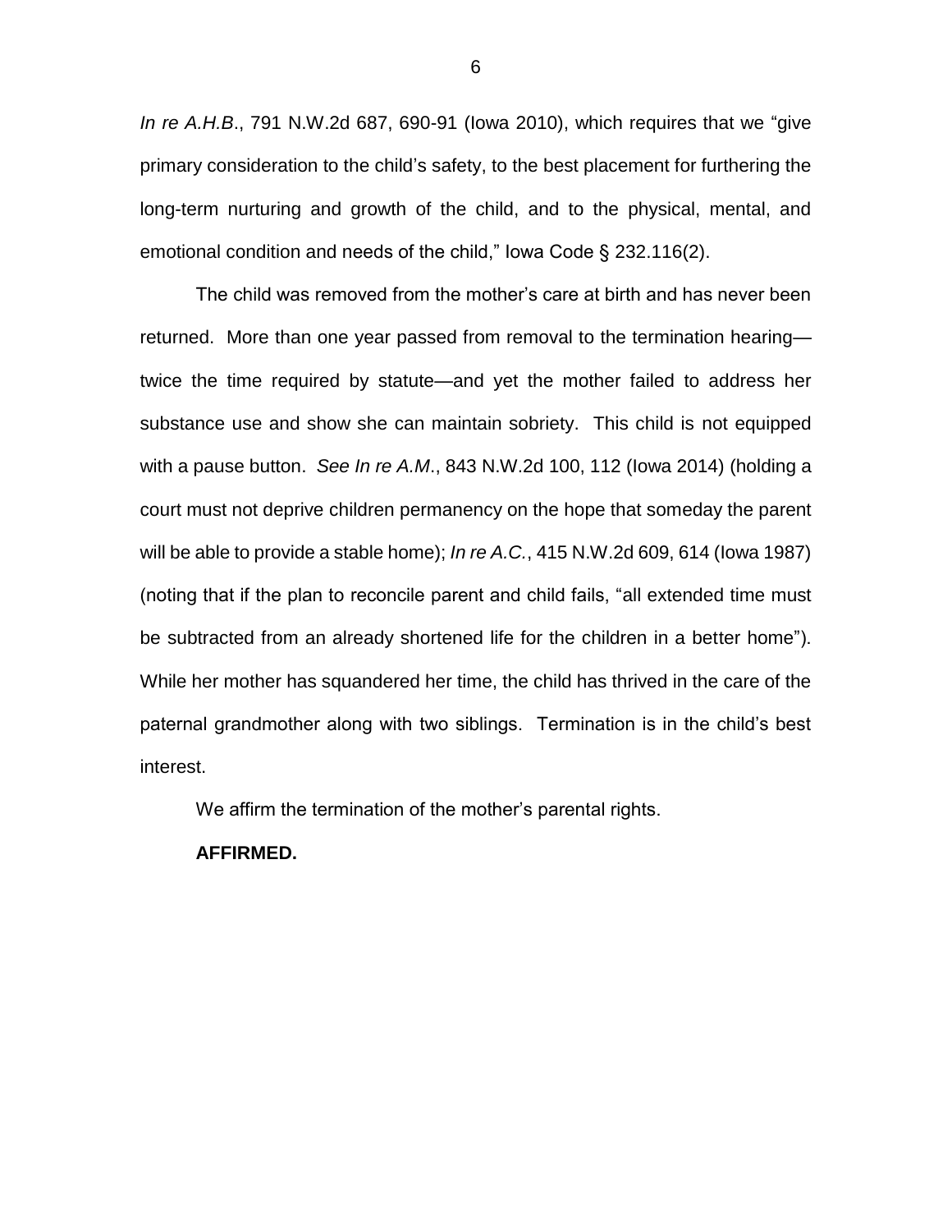*In re A.H.B*., 791 N.W.2d 687, 690-91 (Iowa 2010), which requires that we "give primary consideration to the child's safety, to the best placement for furthering the long-term nurturing and growth of the child, and to the physical, mental, and emotional condition and needs of the child," Iowa Code § 232.116(2).

The child was removed from the mother's care at birth and has never been returned. More than one year passed from removal to the termination hearing—twice the time required by statute—and yet the mother failed to address her substance use and show she can maintain sobriety. This child is not equipped with a pause button. *See In re A.M*., 843 N.W.2d 100, 112 (Iowa 2014) (holding a court must not deprive children permanency on the hope that someday the parent will be able to provide a stable home); *In re A.C.*, 415 N.W.2d 609, 614 (Iowa 1987) (noting that if the plan to reconcile parent and child fails, "all extended time must be subtracted from an already shortened life for the children in a better home"). While her mother has squandered her time, the child has thrived in the care of the paternal grandmother along with two siblings. Termination is in the child's best interest.

We affirm the termination of the mother's parental rights.

**AFFIRMED.**